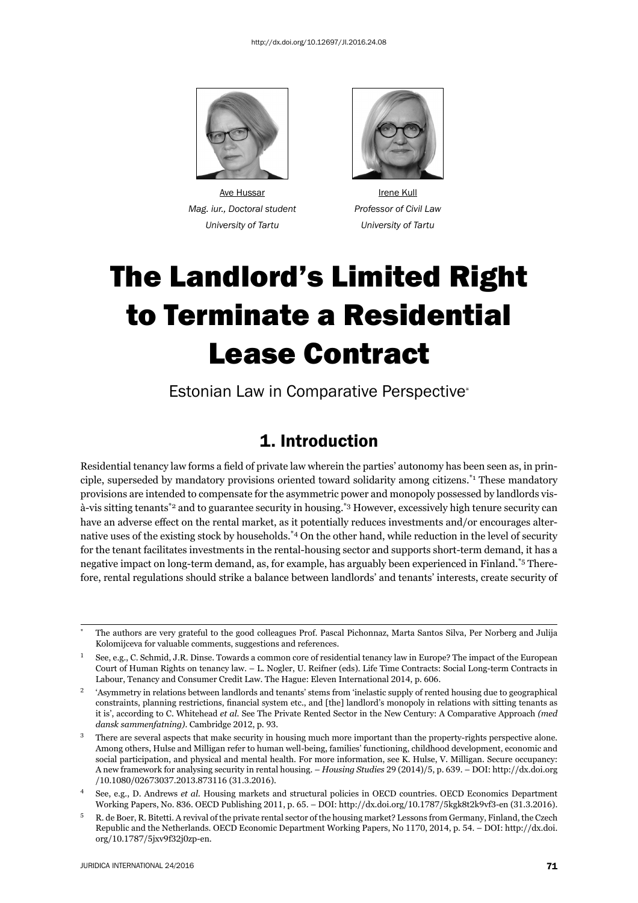http://dx.doi.org/10.12697/JI.2016.24.08

Ave Hussar
*Mag. iur., Doctoral student*
*University of Tartu*

Irene Kull
*Professor of Civil Law*
*University of Tartu*

# The Landlord's Limited Right to Terminate a Residential Lease Contract

Estonian Law in Comparative Perspective[*]

## 1. Introduction

Residential tenancy law forms a field of private law wherein the parties' autonomy has been seen as, in principle, superseded by mandatory provisions oriented toward solidarity among citizens.[*1] These mandatory provisions are intended to compensate for the asymmetric power and monopoly possessed by landlords vis-à-vis sitting tenants[*2] and to guarantee security in housing.[*3] However, excessively high tenure security can have an adverse effect on the rental market, as it potentially reduces investments and/or encourages alternative uses of the existing stock by households.[*4] On the other hand, while reduction in the level of security for the tenant facilitates investments in the rental-housing sector and supports short-term demand, it has a negative impact on long-term demand, as, for example, has arguably been experienced in Finland.[*5] Therefore, rental regulations should strike a balance between landlords' and tenants' interests, create security of

---

\* The authors are very grateful to the good colleagues Prof. Pascal Pichonnaz, Marta Santos Silva, Per Norberg and Julija Kolomijceva for valuable comments, suggestions and references.

1 See, e.g., C. Schmid, J.R. Dinse. Towards a common core of residential tenancy law in Europe? The impact of the European Court of Human Rights on tenancy law. – L. Nogler, U. Reifner (eds). Life Time Contracts: Social Long-term Contracts in Labour, Tenancy and Consumer Credit Law. The Hague: Eleven International 2014, p. 606.

2 'Asymmetry in relations between landlords and tenants' stems from 'inelastic supply of rented housing due to geographical constraints, planning restrictions, financial system etc., and [the] landlord's monopoly in relations with sitting tenants as it is', according to C. Whitehead *et al.* See The Private Rented Sector in the New Century: A Comparative Approach *(med dansk sammenfatning)*. Cambridge 2012, p. 93.

3 There are several aspects that make security in housing much more important than the property-rights perspective alone. Among others, Hulse and Milligan refer to human well-being, families' functioning, childhood development, economic and social participation, and physical and mental health. For more information, see K. Hulse, V. Milligan. Secure occupancy: A new framework for analysing security in rental housing. – *Housing Studies* 29 (2014)/5, p. 639. – DOI: http://dx.doi.org/10.1080/02673037.2013.873116 (31.3.2016).

4 See, e.g., D. Andrews *et al.* Housing markets and structural policies in OECD countries. OECD Economics Department Working Papers, No. 836. OECD Publishing 2011, p. 65. – DOI: http://dx.doi.org/10.1787/5kgk8t2k9vf3-en (31.3.2016).

5 R. de Boer, R. Bitetti. A revival of the private rental sector of the housing market? Lessons from Germany, Finland, the Czech Republic and the Netherlands. OECD Economic Department Working Papers, No 1170, 2014, p. 54. – DOI: http://dx.doi.org/10.1787/5jxv9f32j0zp-en.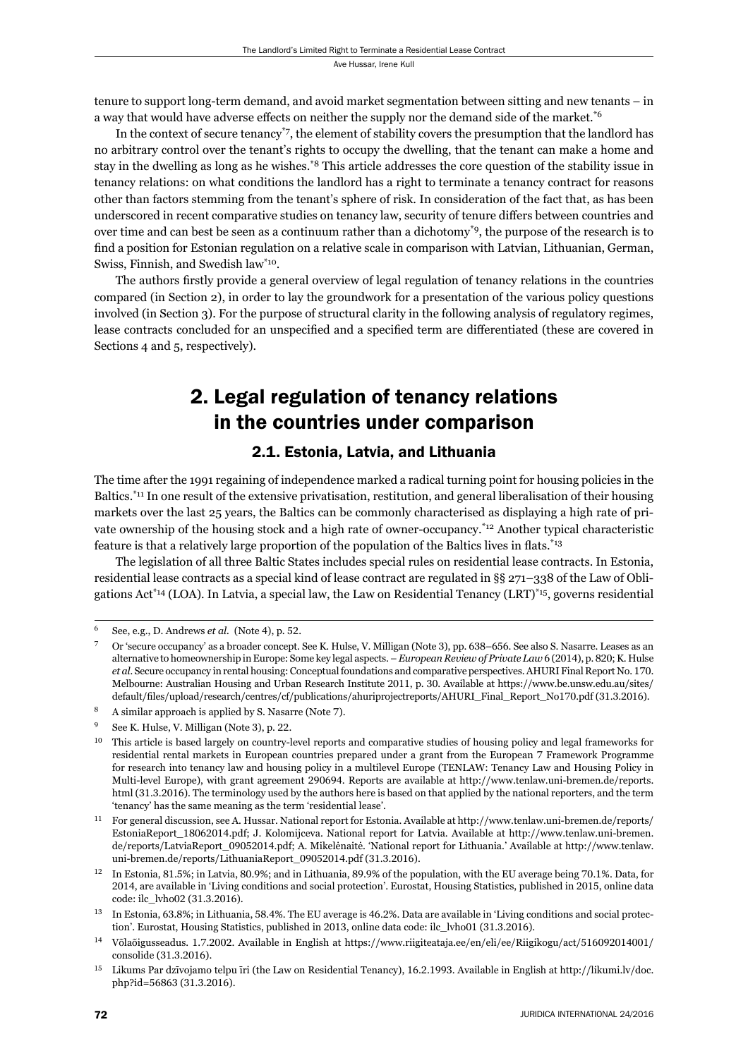tenure to support long-term demand, and avoid market segmentation between sitting and new tenants – in a way that would have adverse effects on neither the supply nor the demand side of the market.[6]

In the context of secure tenancy[7], the element of stability covers the presumption that the landlord has no arbitrary control over the tenant's rights to occupy the dwelling, that the tenant can make a home and stay in the dwelling as long as he wishes.[8] This article addresses the core question of the stability issue in tenancy relations: on what conditions the landlord has a right to terminate a tenancy contract for reasons other than factors stemming from the tenant's sphere of risk. In consideration of the fact that, as has been underscored in recent comparative studies on tenancy law, security of tenure differs between countries and over time and can best be seen as a continuum rather than a dichotomy[9], the purpose of the research is to find a position for Estonian regulation on a relative scale in comparison with Latvian, Lithuanian, German, Swiss, Finnish, and Swedish law[10].

The authors firstly provide a general overview of legal regulation of tenancy relations in the countries compared (in Section 2), in order to lay the groundwork for a presentation of the various policy questions involved (in Section 3). For the purpose of structural clarity in the following analysis of regulatory regimes, lease contracts concluded for an unspecified and a specified term are differentiated (these are covered in Sections 4 and 5, respectively).

## 2. Legal regulation of tenancy relations in the countries under comparison

### 2.1. Estonia, Latvia, and Lithuania

The time after the 1991 regaining of independence marked a radical turning point for housing policies in the Baltics.[11] In one result of the extensive privatisation, restitution, and general liberalisation of their housing markets over the last 25 years, the Baltics can be commonly characterised as displaying a high rate of private ownership of the housing stock and a high rate of owner-occupancy.[12] Another typical characteristic feature is that a relatively large proportion of the population of the Baltics lives in flats.[13]

The legislation of all three Baltic States includes special rules on residential lease contracts. In Estonia, residential lease contracts as a special kind of lease contract are regulated in §§ 271–338 of the Law of Obligations Act[14] (LOA). In Latvia, a special law, the Law on Residential Tenancy (LRT)[15], governs residential

---

[6] See, e.g., D. Andrews *et al.* (Note 4), p. 52.

[7] Or 'secure occupancy' as a broader concept. See K. Hulse, V. Milligan (Note 3), pp. 638–656. See also S. Nasarre. Leases as an alternative to homeownership in Europe: Some key legal aspects. – *European Review of Private Law* 6 (2014), p. 820; K. Hulse *et al.* Secure occupancy in rental housing: Conceptual foundations and comparative perspectives. AHURI Final Report No. 170. Melbourne: Australian Housing and Urban Research Institute 2011, p. 30. Available at https://www.be.unsw.edu.au/sites/default/files/upload/research/centres/cf/publications/ahuriprojectreports/AHURI_Final_Report_No170.pdf (31.3.2016).

[8] A similar approach is applied by S. Nasarre (Note 7).

[9] See K. Hulse, V. Milligan (Note 3), p. 22.

[10] This article is based largely on country-level reports and comparative studies of housing policy and legal frameworks for residential rental markets in European countries prepared under a grant from the European 7 Framework Programme for research into tenancy law and housing policy in a multilevel Europe (TENLAW: Tenancy Law and Housing Policy in Multi-level Europe), with grant agreement 290694. Reports are available at http://www.tenlaw.uni-bremen.de/reports.html (31.3.2016). The terminology used by the authors here is based on that applied by the national reporters, and the term 'tenancy' has the same meaning as the term 'residential lease'.

[11] For general discussion, see A. Hussar. National report for Estonia. Available at http://www.tenlaw.uni-bremen.de/reports/EstoniaReport_18062014.pdf; J. Kolomijceva. National report for Latvia. Available at http://www.tenlaw.uni-bremen.de/reports/LatviaReport_09052014.pdf; A. Mikelėnaitė. 'National report for Lithuania.' Available at http://www.tenlaw.uni-bremen.de/reports/LithuaniaReport_09052014.pdf (31.3.2016).

[12] In Estonia, 81.5%; in Latvia, 80.9%; and in Lithuania, 89.9% of the population, with the EU average being 70.1%. Data, for 2014, are available in 'Living conditions and social protection'. Eurostat, Housing Statistics, published in 2015, online data code: ilc_lvho02 (31.3.2016).

[13] In Estonia, 63.8%; in Lithuania, 58.4%. The EU average is 46.2%. Data are available in 'Living conditions and social protection'. Eurostat, Housing Statistics, published in 2013, online data code: ilc_lvho01 (31.3.2016).

[14] Võlaõigusseadus. 1.7.2002. Available in English at https://www.riigiteataja.ee/en/eli/ee/Riigikogu/act/516092014001/consolide (31.3.2016).

[15] Likums Par dzīvojamo telpu īri (the Law on Residential Tenancy), 16.2.1993. Available in English at http://likumi.lv/doc.php?id=56863 (31.3.2016).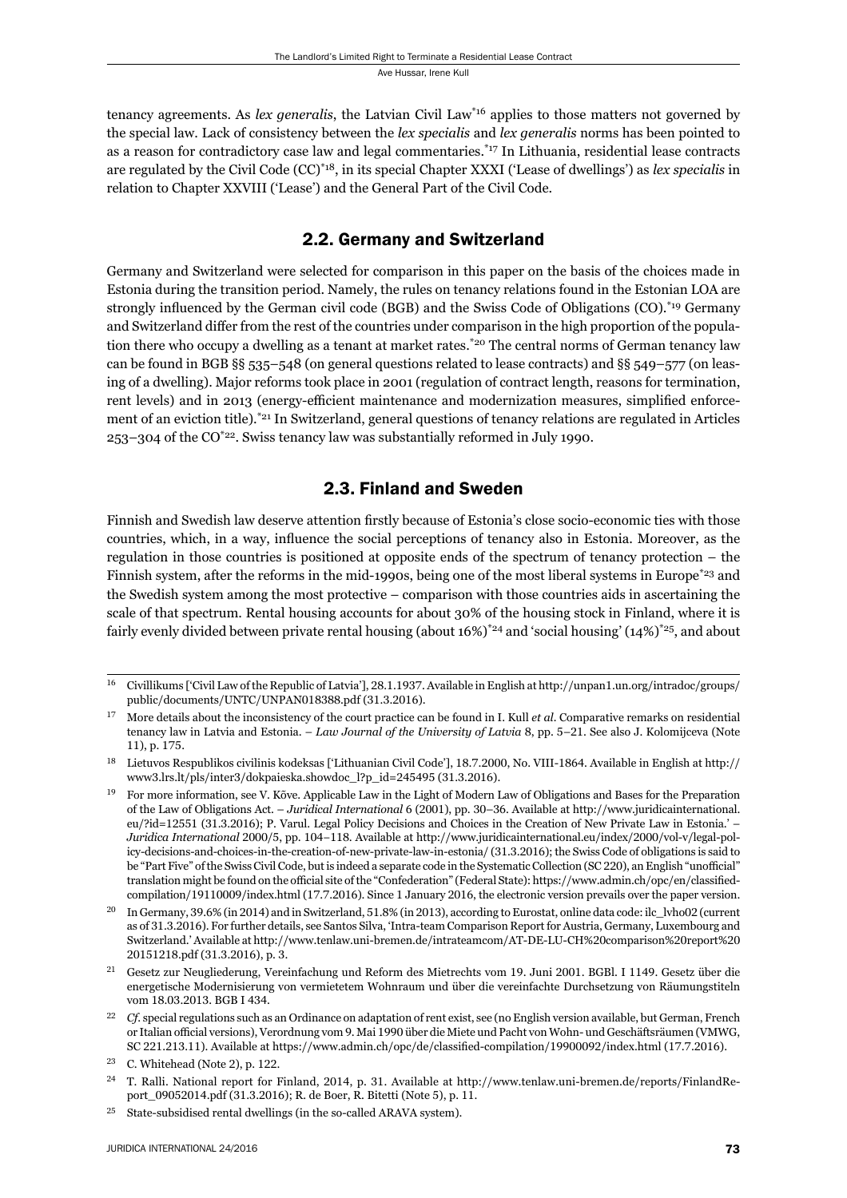tenancy agreements. As *lex generalis*, the Latvian Civil Law[*16] applies to those matters not governed by the special law. Lack of consistency between the *lex specialis* and *lex generalis* norms has been pointed to as a reason for contradictory case law and legal commentaries.[*17] In Lithuania, residential lease contracts are regulated by the Civil Code (CC)[*18], in its special Chapter XXXI ('Lease of dwellings') as *lex specialis* in relation to Chapter XXVIII ('Lease') and the General Part of the Civil Code.

## 2.2. Germany and Switzerland

Germany and Switzerland were selected for comparison in this paper on the basis of the choices made in Estonia during the transition period. Namely, the rules on tenancy relations found in the Estonian LOA are strongly influenced by the German civil code (BGB) and the Swiss Code of Obligations (CO).[*19] Germany and Switzerland differ from the rest of the countries under comparison in the high proportion of the population there who occupy a dwelling as a tenant at market rates.[*20] The central norms of German tenancy law can be found in BGB §§ 535–548 (on general questions related to lease contracts) and §§ 549–577 (on leasing of a dwelling). Major reforms took place in 2001 (regulation of contract length, reasons for termination, rent levels) and in 2013 (energy-efficient maintenance and modernization measures, simplified enforcement of an eviction title).[*21] In Switzerland, general questions of tenancy relations are regulated in Articles 253–304 of the CO[*22]. Swiss tenancy law was substantially reformed in July 1990.

## 2.3. Finland and Sweden

Finnish and Swedish law deserve attention firstly because of Estonia's close socio-economic ties with those countries, which, in a way, influence the social perceptions of tenancy also in Estonia. Moreover, as the regulation in those countries is positioned at opposite ends of the spectrum of tenancy protection – the Finnish system, after the reforms in the mid-1990s, being one of the most liberal systems in Europe[*23] and the Swedish system among the most protective – comparison with those countries aids in ascertaining the scale of that spectrum. Rental housing accounts for about 30% of the housing stock in Finland, where it is fairly evenly divided between private rental housing (about 16%)[*24] and 'social housing' (14%)[*25], and about

---

16 Civillikums ['Civil Law of the Republic of Latvia'], 28.1.1937. Available in English at http://unpan1.un.org/intradoc/groups/public/documents/UNTC/UNPAN018388.pdf (31.3.2016).

17 More details about the inconsistency of the court practice can be found in I. Kull *et al*. Comparative remarks on residential tenancy law in Latvia and Estonia. – *Law Journal of the University of Latvia* 8, pp. 5–21. See also J. Kolomijceva (Note 11), p. 175.

18 Lietuvos Respublikos civilinis kodeksas ['Lithuanian Civil Code'], 18.7.2000, No. VIII-1864. Available in English at http://www3.lrs.lt/pls/inter3/dokpaieska.showdoc_l?p_id=245495 (31.3.2016).

19 For more information, see V. Kõve. Applicable Law in the Light of Modern Law of Obligations and Bases for the Preparation of the Law of Obligations Act. – *Juridical International* 6 (2001), pp. 30–36. Available at http://www.juridicainternational.eu/?id=12551 (31.3.2016); P. Varul. Legal Policy Decisions and Choices in the Creation of New Private Law in Estonia.' – *Juridica International* 2000/5, pp. 104–118. Available at http://www.juridicainternational.eu/index/2000/vol-v/legal-policy-decisions-and-choices-in-the-creation-of-new-private-law-in-estonia/ (31.3.2016); the Swiss Code of obligations is said to be "Part Five" of the Swiss Civil Code, but is indeed a separate code in the Systematic Collection (SC 220), an English "unofficial" translation might be found on the official site of the "Confederation" (Federal State): https://www.admin.ch/opc/en/classified-compilation/19110009/index.html (17.7.2016). Since 1 January 2016, the electronic version prevails over the paper version.

20 In Germany, 39.6% (in 2014) and in Switzerland, 51.8% (in 2013), according to Eurostat, online data code: ilc_lvho02 (current as of 31.3.2016). For further details, see Santos Silva, 'Intra-team Comparison Report for Austria, Germany, Luxembourg and Switzerland.' Available at http://www.tenlaw.uni-bremen.de/intrateamcom/AT-DE-LU-CH%20comparison%20report%2020151218.pdf (31.3.2016), p. 3.

21 Gesetz zur Neugliederung, Vereinfachung und Reform des Mietrechts vom 19. Juni 2001. BGBl. I 1149. Gesetz über die energetische Modernisierung von vermietetem Wohnraum und über die vereinfachte Durchsetzung von Räumungstiteln vom 18.03.2013. BGB I 434.

22 *Cf*. special regulations such as an Ordinance on adaptation of rent exist, see (no English version available, but German, French or Italian official versions), Verordnung vom 9. Mai 1990 über die Miete und Pacht von Wohn- und Geschäftsräumen (VMWG, SC 221.213.11). Available at https://www.admin.ch/opc/de/classified-compilation/19900092/index.html (17.7.2016).

23 C. Whitehead (Note 2), p. 122.

24 T. Ralli. National report for Finland, 2014, p. 31. Available at http://www.tenlaw.uni-bremen.de/reports/FinlandReport_09052014.pdf (31.3.2016); R. de Boer, R. Bitetti (Note 5), p. 11.

25 State-subsidised rental dwellings (in the so-called ARAVA system).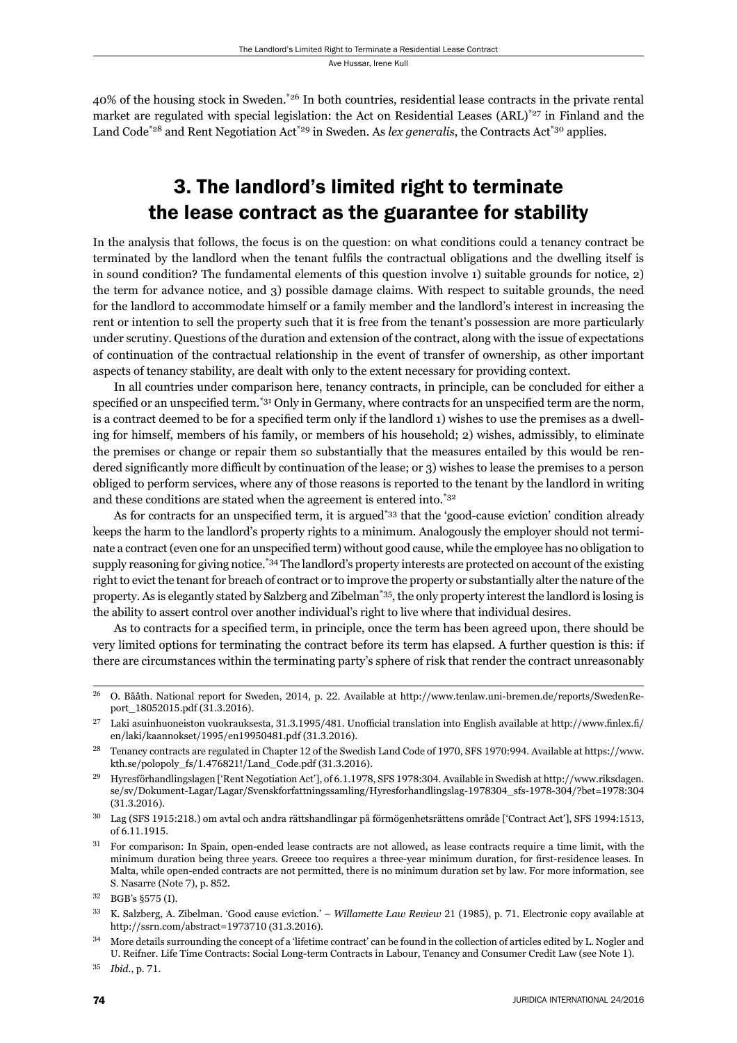40% of the housing stock in Sweden.[26] In both countries, residential lease contracts in the private rental market are regulated with special legislation: the Act on Residential Leases (ARL)[27] in Finland and the Land Code[28] and Rent Negotiation Act[29] in Sweden. As *lex generalis*, the Contracts Act[30] applies.

## 3. The landlord's limited right to terminate the lease contract as the guarantee for stability

In the analysis that follows, the focus is on the question: on what conditions could a tenancy contract be terminated by the landlord when the tenant fulfils the contractual obligations and the dwelling itself is in sound condition? The fundamental elements of this question involve 1) suitable grounds for notice, 2) the term for advance notice, and 3) possible damage claims. With respect to suitable grounds, the need for the landlord to accommodate himself or a family member and the landlord's interest in increasing the rent or intention to sell the property such that it is free from the tenant's possession are more particularly under scrutiny. Questions of the duration and extension of the contract, along with the issue of expectations of continuation of the contractual relationship in the event of transfer of ownership, as other important aspects of tenancy stability, are dealt with only to the extent necessary for providing context.

In all countries under comparison here, tenancy contracts, in principle, can be concluded for either a specified or an unspecified term.[31] Only in Germany, where contracts for an unspecified term are the norm, is a contract deemed to be for a specified term only if the landlord 1) wishes to use the premises as a dwelling for himself, members of his family, or members of his household; 2) wishes, admissibly, to eliminate the premises or change or repair them so substantially that the measures entailed by this would be rendered significantly more difficult by continuation of the lease; or 3) wishes to lease the premises to a person obliged to perform services, where any of those reasons is reported to the tenant by the landlord in writing and these conditions are stated when the agreement is entered into.[32]

As for contracts for an unspecified term, it is argued[33] that the 'good-cause eviction' condition already keeps the harm to the landlord's property rights to a minimum. Analogously the employer should not terminate a contract (even one for an unspecified term) without good cause, while the employee has no obligation to supply reasoning for giving notice.[34] The landlord's property interests are protected on account of the existing right to evict the tenant for breach of contract or to improve the property or substantially alter the nature of the property. As is elegantly stated by Salzberg and Zibelman[35], the only property interest the landlord is losing is the ability to assert control over another individual's right to live where that individual desires.

As to contracts for a specified term, in principle, once the term has been agreed upon, there should be very limited options for terminating the contract before its term has elapsed. A further question is this: if there are circumstances within the terminating party's sphere of risk that render the contract unreasonably

---

[26] O. Bååth. National report for Sweden, 2014, p. 22. Available at http://www.tenlaw.uni-bremen.de/reports/SwedenReport_18052015.pdf (31.3.2016).

[27] Laki asuinhuoneiston vuokrauksesta, 31.3.1995/481. Unofficial translation into English available at http://www.finlex.fi/en/laki/kaannokset/1995/en19950481.pdf (31.3.2016).

[28] Tenancy contracts are regulated in Chapter 12 of the Swedish Land Code of 1970, SFS 1970:994. Available at https://www.kth.se/polopoly_fs/1.476821!/Land_Code.pdf (31.3.2016).

[29] Hyresförhandlingslagen ['Rent Negotiation Act'], of 6.1.1978, SFS 1978:304. Available in Swedish at http://www.riksdagen.se/sv/Dokument-Lagar/Lagar/Svenskforfattningssamling/Hyresforhandlingslag-1978304_sfs-1978-304/?bet=1978:304 (31.3.2016).

[30] Lag (SFS 1915:218.) om avtal och andra rättshandlingar på förmögenhetsrättens område ['Contract Act'], SFS 1994:1513, of 6.11.1915.

[31] For comparison: In Spain, open-ended lease contracts are not allowed, as lease contracts require a time limit, with the minimum duration being three years. Greece too requires a three-year minimum duration, for first-residence leases. In Malta, while open-ended contracts are not permitted, there is no minimum duration set by law. For more information, see S. Nasarre (Note 7), p. 852.

[32] BGB's §575 (I).

[33] K. Salzberg, A. Zibelman. 'Good cause eviction.' – *Willamette Law Review* 21 (1985), p. 71. Electronic copy available at http://ssrn.com/abstract=1973710 (31.3.2016).

[34] More details surrounding the concept of a 'lifetime contract' can be found in the collection of articles edited by L. Nogler and U. Reifner. Life Time Contracts: Social Long-term Contracts in Labour, Tenancy and Consumer Credit Law (see Note 1).

[35] *Ibid*., p. 71.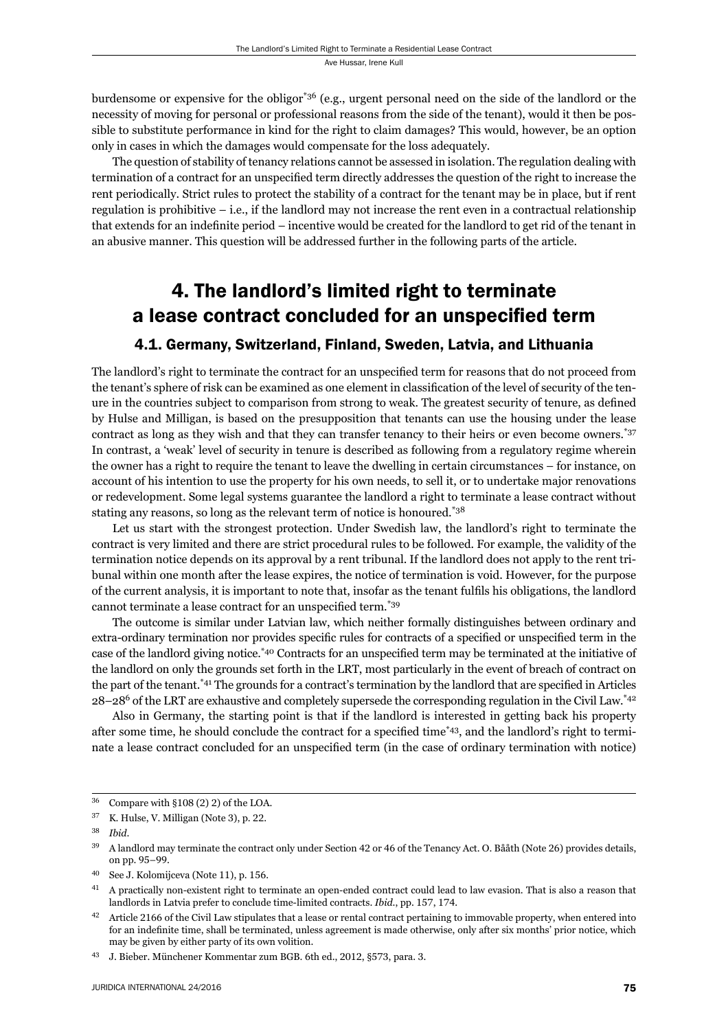burdensome or expensive for the obligor[*36] (e.g., urgent personal need on the side of the landlord or the necessity of moving for personal or professional reasons from the side of the tenant), would it then be possible to substitute performance in kind for the right to claim damages? This would, however, be an option only in cases in which the damages would compensate for the loss adequately.

The question of stability of tenancy relations cannot be assessed in isolation. The regulation dealing with termination of a contract for an unspecified term directly addresses the question of the right to increase the rent periodically. Strict rules to protect the stability of a contract for the tenant may be in place, but if rent regulation is prohibitive – i.e., if the landlord may not increase the rent even in a contractual relationship that extends for an indefinite period – incentive would be created for the landlord to get rid of the tenant in an abusive manner. This question will be addressed further in the following parts of the article.

# 4. The landlord's limited right to terminate a lease contract concluded for an unspecified term

## 4.1. Germany, Switzerland, Finland, Sweden, Latvia, and Lithuania

The landlord's right to terminate the contract for an unspecified term for reasons that do not proceed from the tenant's sphere of risk can be examined as one element in classification of the level of security of the tenure in the countries subject to comparison from strong to weak. The greatest security of tenure, as defined by Hulse and Milligan, is based on the presupposition that tenants can use the housing under the lease contract as long as they wish and that they can transfer tenancy to their heirs or even become owners.[*37] In contrast, a 'weak' level of security in tenure is described as following from a regulatory regime wherein the owner has a right to require the tenant to leave the dwelling in certain circumstances – for instance, on account of his intention to use the property for his own needs, to sell it, or to undertake major renovations or redevelopment. Some legal systems guarantee the landlord a right to terminate a lease contract without stating any reasons, so long as the relevant term of notice is honoured.[*38]

Let us start with the strongest protection. Under Swedish law, the landlord's right to terminate the contract is very limited and there are strict procedural rules to be followed. For example, the validity of the termination notice depends on its approval by a rent tribunal. If the landlord does not apply to the rent tribunal within one month after the lease expires, the notice of termination is void. However, for the purpose of the current analysis, it is important to note that, insofar as the tenant fulfils his obligations, the landlord cannot terminate a lease contract for an unspecified term.[*39]

The outcome is similar under Latvian law, which neither formally distinguishes between ordinary and extra-ordinary termination nor provides specific rules for contracts of a specified or unspecified term in the case of the landlord giving notice.[*40] Contracts for an unspecified term may be terminated at the initiative of the landlord on only the grounds set forth in the LRT, most particularly in the event of breach of contract on the part of the tenant.[*41] The grounds for a contract's termination by the landlord that are specified in Articles 28–28[6] of the LRT are exhaustive and completely supersede the corresponding regulation in the Civil Law.[*42]

Also in Germany, the starting point is that if the landlord is interested in getting back his property after some time, he should conclude the contract for a specified time[*43], and the landlord's right to terminate a lease contract concluded for an unspecified term (in the case of ordinary termination with notice)

---

36 Compare with §108 (2) 2) of the LOA.

37 K. Hulse, V. Milligan (Note 3), p. 22.

38 *Ibid.*

39 A landlord may terminate the contract only under Section 42 or 46 of the Tenancy Act. O. Bååth (Note 26) provides details, on pp. 95–99.

40 See J. Kolomijceva (Note 11), p. 156.

41 A practically non-existent right to terminate an open-ended contract could lead to law evasion. That is also a reason that landlords in Latvia prefer to conclude time-limited contracts. *Ibid.*, pp. 157, 174.

42 Article 2166 of the Civil Law stipulates that a lease or rental contract pertaining to immovable property, when entered into for an indefinite time, shall be terminated, unless agreement is made otherwise, only after six months' prior notice, which may be given by either party of its own volition.

43 J. Bieber. Münchener Kommentar zum BGB. 6th ed., 2012, §573, para. 3.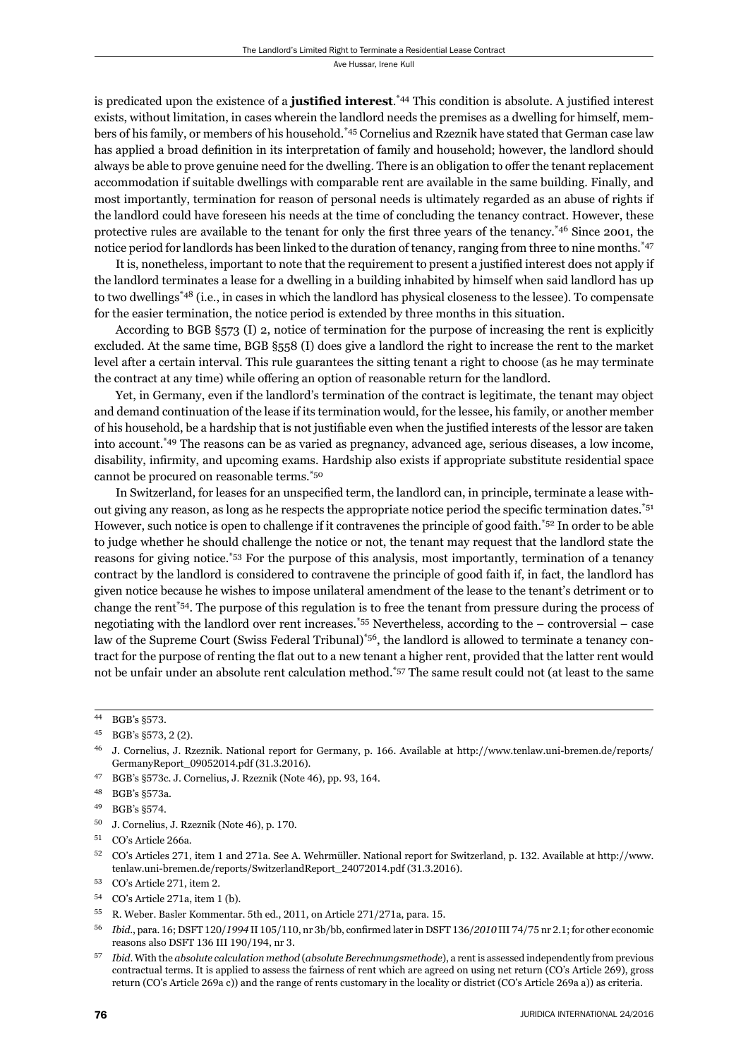is predicated upon the existence of a **justified interest**.[44] This condition is absolute. A justified interest exists, without limitation, in cases wherein the landlord needs the premises as a dwelling for himself, members of his family, or members of his household.[45] Cornelius and Rzeznik have stated that German case law has applied a broad definition in its interpretation of family and household; however, the landlord should always be able to prove genuine need for the dwelling. There is an obligation to offer the tenant replacement accommodation if suitable dwellings with comparable rent are available in the same building. Finally, and most importantly, termination for reason of personal needs is ultimately regarded as an abuse of rights if the landlord could have foreseen his needs at the time of concluding the tenancy contract. However, these protective rules are available to the tenant for only the first three years of the tenancy.[46] Since 2001, the notice period for landlords has been linked to the duration of tenancy, ranging from three to nine months.[47]

It is, nonetheless, important to note that the requirement to present a justified interest does not apply if the landlord terminates a lease for a dwelling in a building inhabited by himself when said landlord has up to two dwellings[48] (i.e., in cases in which the landlord has physical closeness to the lessee). To compensate for the easier termination, the notice period is extended by three months in this situation.

According to BGB §573 (I) 2, notice of termination for the purpose of increasing the rent is explicitly excluded. At the same time, BGB §558 (I) does give a landlord the right to increase the rent to the market level after a certain interval. This rule guarantees the sitting tenant a right to choose (as he may terminate the contract at any time) while offering an option of reasonable return for the landlord.

Yet, in Germany, even if the landlord's termination of the contract is legitimate, the tenant may object and demand continuation of the lease if its termination would, for the lessee, his family, or another member of his household, be a hardship that is not justifiable even when the justified interests of the lessor are taken into account.[49] The reasons can be as varied as pregnancy, advanced age, serious diseases, a low income, disability, infirmity, and upcoming exams. Hardship also exists if appropriate substitute residential space cannot be procured on reasonable terms.[50]

In Switzerland, for leases for an unspecified term, the landlord can, in principle, terminate a lease without giving any reason, as long as he respects the appropriate notice period the specific termination dates.[51] However, such notice is open to challenge if it contravenes the principle of good faith.[52] In order to be able to judge whether he should challenge the notice or not, the tenant may request that the landlord state the reasons for giving notice.[53] For the purpose of this analysis, most importantly, termination of a tenancy contract by the landlord is considered to contravene the principle of good faith if, in fact, the landlord has given notice because he wishes to impose unilateral amendment of the lease to the tenant's detriment or to change the rent[54]. The purpose of this regulation is to free the tenant from pressure during the process of negotiating with the landlord over rent increases.[55] Nevertheless, according to the – controversial – case law of the Supreme Court (Swiss Federal Tribunal)[56], the landlord is allowed to terminate a tenancy contract for the purpose of renting the flat out to a new tenant a higher rent, provided that the latter rent would not be unfair under an absolute rent calculation method.[57] The same result could not (at least to the same

---

44 BGB's §573.

45 BGB's §573, 2 (2).

46 J. Cornelius, J. Rzeznik. National report for Germany, p. 166. Available at http://www.tenlaw.uni-bremen.de/reports/GermanyReport_09052014.pdf (31.3.2016).

47 BGB's §573c. J. Cornelius, J. Rzeznik (Note 46), pp. 93, 164.

48 BGB's §573a.

49 BGB's §574.

50 J. Cornelius, J. Rzeznik (Note 46), p. 170.

51 CO's Article 266a.

52 CO's Articles 271, item 1 and 271a. See A. Wehrmüller. National report for Switzerland, p. 132. Available at http://www.tenlaw.uni-bremen.de/reports/SwitzerlandReport_24072014.pdf (31.3.2016).

53 CO's Article 271, item 2.

54 CO's Article 271a, item 1 (b).

55 R. Weber. Basler Kommentar. 5th ed., 2011, on Article 271/271a, para. 15.

56 *Ibid.*, para. 16; DSFT 120/*1994* II 105/110, nr 3b/bb, confirmed later in DSFT 136/*2010* III 74/75 nr 2.1; for other economic reasons also DSFT 136 III 190/194, nr 3.

57 *Ibid.* With the *absolute calculation method* (*absolute Berechnungsmethode*), a rent is assessed independently from previous contractual terms. It is applied to assess the fairness of rent which are agreed on using net return (CO's Article 269), gross return (CO's Article 269a c)) and the range of rents customary in the locality or district (CO's Article 269a a)) as criteria.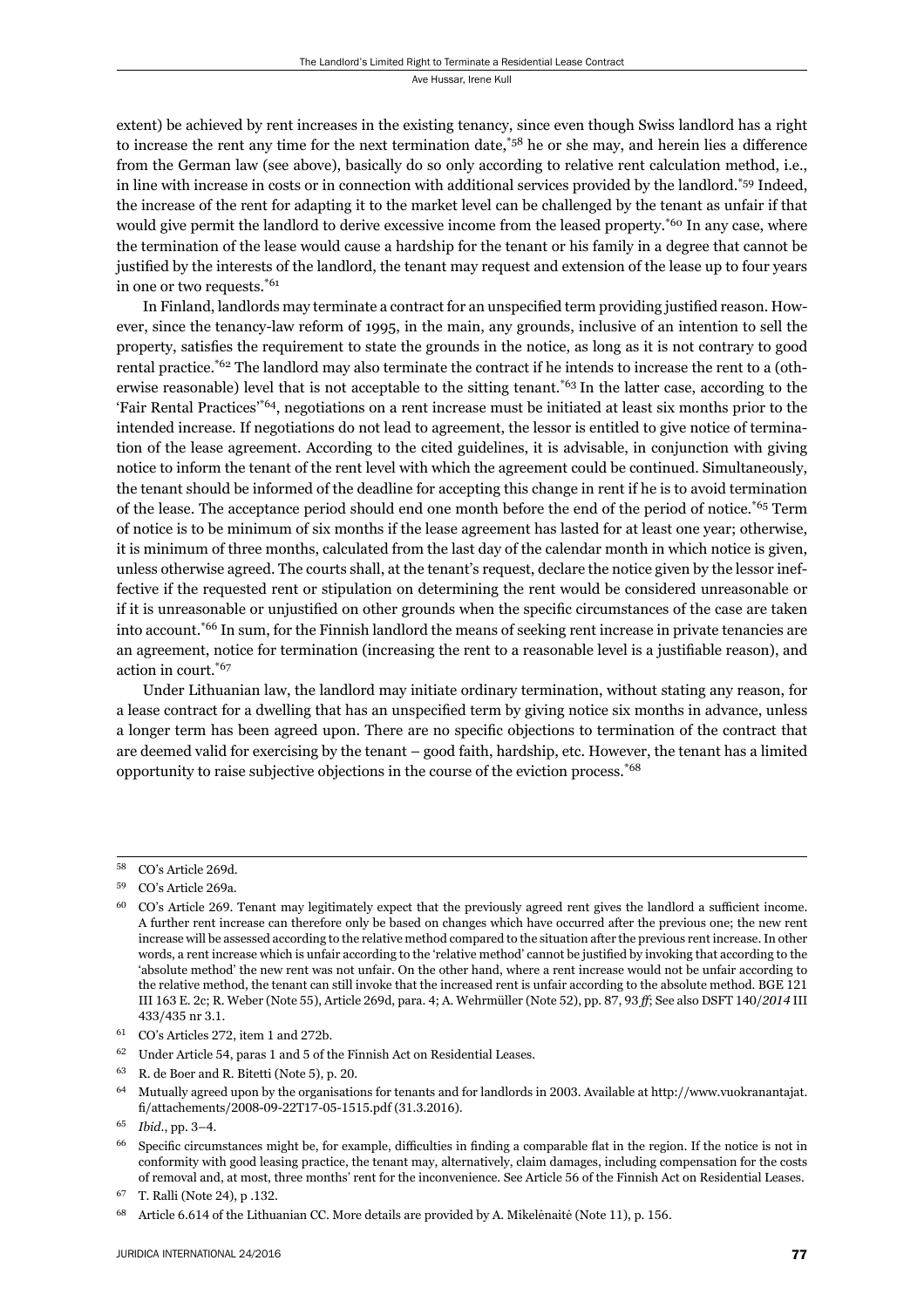extent) be achieved by rent increases in the existing tenancy, since even though Swiss landlord has a right to increase the rent any time for the next termination date,[*58] he or she may, and herein lies a difference from the German law (see above), basically do so only according to relative rent calculation method, i.e., in line with increase in costs or in connection with additional services provided by the landlord.[*59] Indeed, the increase of the rent for adapting it to the market level can be challenged by the tenant as unfair if that would give permit the landlord to derive excessive income from the leased property.[*60] In any case, where the termination of the lease would cause a hardship for the tenant or his family in a degree that cannot be justified by the interests of the landlord, the tenant may request and extension of the lease up to four years in one or two requests.[*61]

In Finland, landlords may terminate a contract for an unspecified term providing justified reason. However, since the tenancy-law reform of 1995, in the main, any grounds, inclusive of an intention to sell the property, satisfies the requirement to state the grounds in the notice, as long as it is not contrary to good rental practice.[*62] The landlord may also terminate the contract if he intends to increase the rent to a (otherwise reasonable) level that is not acceptable to the sitting tenant.[*63] In the latter case, according to the 'Fair Rental Practices'[*64], negotiations on a rent increase must be initiated at least six months prior to the intended increase. If negotiations do not lead to agreement, the lessor is entitled to give notice of termination of the lease agreement. According to the cited guidelines, it is advisable, in conjunction with giving notice to inform the tenant of the rent level with which the agreement could be continued. Simultaneously, the tenant should be informed of the deadline for accepting this change in rent if he is to avoid termination of the lease. The acceptance period should end one month before the end of the period of notice.[*65] Term of notice is to be minimum of six months if the lease agreement has lasted for at least one year; otherwise, it is minimum of three months, calculated from the last day of the calendar month in which notice is given, unless otherwise agreed. The courts shall, at the tenant's request, declare the notice given by the lessor ineffective if the requested rent or stipulation on determining the rent would be considered unreasonable or if it is unreasonable or unjustified on other grounds when the specific circumstances of the case are taken into account.[*66] In sum, for the Finnish landlord the means of seeking rent increase in private tenancies are an agreement, notice for termination (increasing the rent to a reasonable level is a justifiable reason), and action in court.[*67]

Under Lithuanian law, the landlord may initiate ordinary termination, without stating any reason, for a lease contract for a dwelling that has an unspecified term by giving notice six months in advance, unless a longer term has been agreed upon. There are no specific objections to termination of the contract that are deemed valid for exercising by the tenant – good faith, hardship, etc. However, the tenant has a limited opportunity to raise subjective objections in the course of the eviction process.[*68]

---

[58] CO's Article 269d.

[59] CO's Article 269a.

[60] CO's Article 269. Tenant may legitimately expect that the previously agreed rent gives the landlord a sufficient income. A further rent increase can therefore only be based on changes which have occurred after the previous one; the new rent increase will be assessed according to the relative method compared to the situation after the previous rent increase. In other words, a rent increase which is unfair according to the 'relative method' cannot be justified by invoking that according to the 'absolute method' the new rent was not unfair. On the other hand, where a rent increase would not be unfair according to the relative method, the tenant can still invoke that the increased rent is unfair according to the absolute method. BGE 121 III 163 E. 2c; R. Weber (Note 55), Article 269d, para. 4; A. Wehrmüller (Note 52), pp. 87, 93 *ff*; See also DSFT 140/*2014* III 433/435 nr 3.1.

[61] CO's Articles 272, item 1 and 272b.

[62] Under Article 54, paras 1 and 5 of the Finnish Act on Residential Leases.

[63] R. de Boer and R. Bitetti (Note 5), p. 20.

[64] Mutually agreed upon by the organisations for tenants and for landlords in 2003. Available at http://www.vuokranantajat.fi/attachements/2008-09-22T17-05-1515.pdf (31.3.2016).

[65] *Ibid*., pp. 3–4.

[66] Specific circumstances might be, for example, difficulties in finding a comparable flat in the region. If the notice is not in conformity with good leasing practice, the tenant may, alternatively, claim damages, including compensation for the costs of removal and, at most, three months' rent for the inconvenience. See Article 56 of the Finnish Act on Residential Leases.

[67] T. Ralli (Note 24), p .132.

[68] Article 6.614 of the Lithuanian CC. More details are provided by A. Mikelėnaitė (Note 11), p. 156.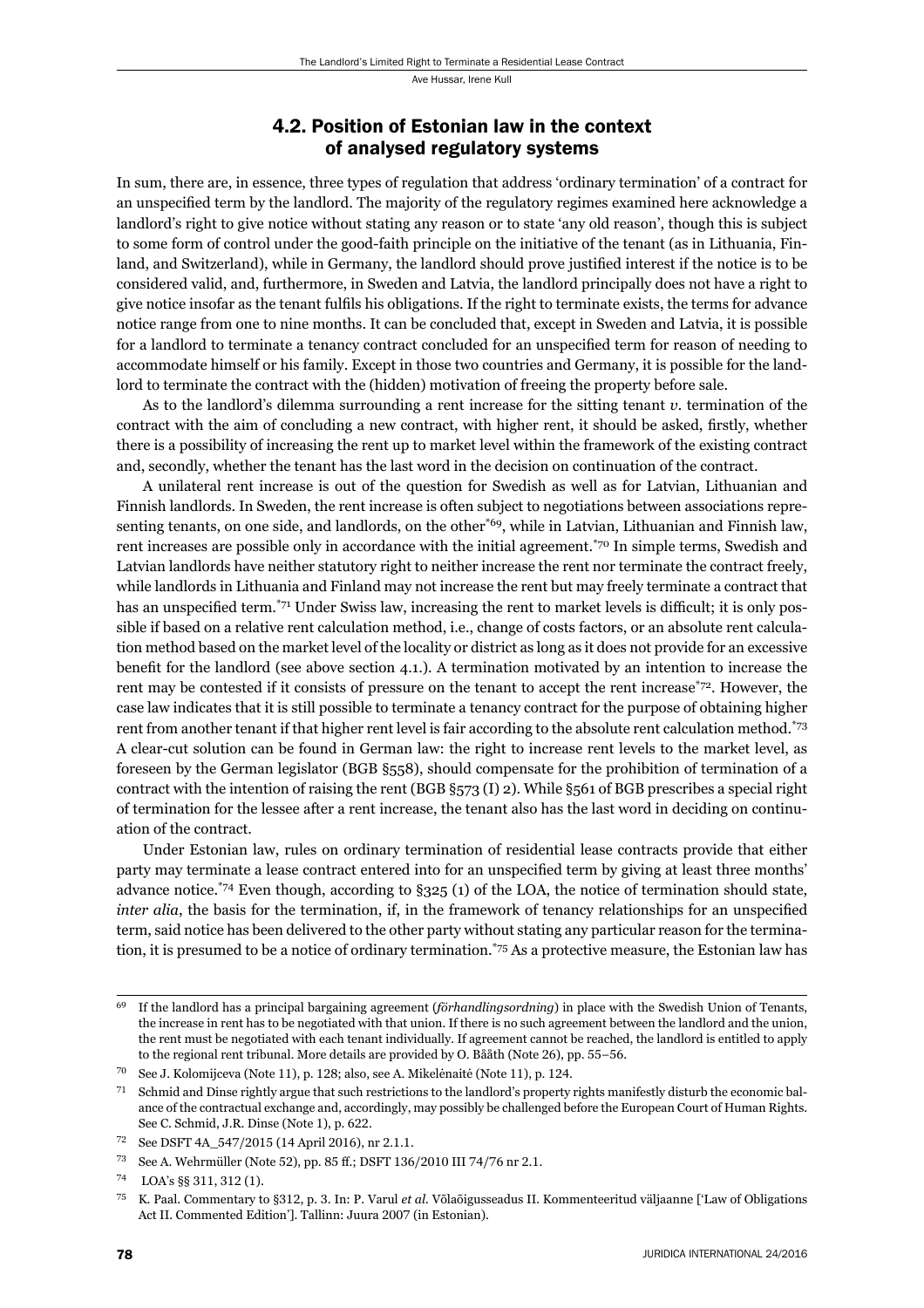## 4.2. Position of Estonian law in the context of analysed regulatory systems

In sum, there are, in essence, three types of regulation that address 'ordinary termination' of a contract for an unspecified term by the landlord. The majority of the regulatory regimes examined here acknowledge a landlord's right to give notice without stating any reason or to state 'any old reason', though this is subject to some form of control under the good-faith principle on the initiative of the tenant (as in Lithuania, Finland, and Switzerland), while in Germany, the landlord should prove justified interest if the notice is to be considered valid, and, furthermore, in Sweden and Latvia, the landlord principally does not have a right to give notice insofar as the tenant fulfils his obligations. If the right to terminate exists, the terms for advance notice range from one to nine months. It can be concluded that, except in Sweden and Latvia, it is possible for a landlord to terminate a tenancy contract concluded for an unspecified term for reason of needing to accommodate himself or his family. Except in those two countries and Germany, it is possible for the landlord to terminate the contract with the (hidden) motivation of freeing the property before sale.

As to the landlord's dilemma surrounding a rent increase for the sitting tenant *v.* termination of the contract with the aim of concluding a new contract, with higher rent, it should be asked, firstly, whether there is a possibility of increasing the rent up to market level within the framework of the existing contract and, secondly, whether the tenant has the last word in the decision on continuation of the contract.

A unilateral rent increase is out of the question for Swedish as well as for Latvian, Lithuanian and Finnish landlords. In Sweden, the rent increase is often subject to negotiations between associations representing tenants, on one side, and landlords, on the other[*69], while in Latvian, Lithuanian and Finnish law, rent increases are possible only in accordance with the initial agreement.[*70] In simple terms, Swedish and Latvian landlords have neither statutory right to neither increase the rent nor terminate the contract freely, while landlords in Lithuania and Finland may not increase the rent but may freely terminate a contract that has an unspecified term.[*71] Under Swiss law, increasing the rent to market levels is difficult; it is only possible if based on a relative rent calculation method, i.e., change of costs factors, or an absolute rent calculation method based on the market level of the locality or district as long as it does not provide for an excessive benefit for the landlord (see above section 4.1.). A termination motivated by an intention to increase the rent may be contested if it consists of pressure on the tenant to accept the rent increase[*72]. However, the case law indicates that it is still possible to terminate a tenancy contract for the purpose of obtaining higher rent from another tenant if that higher rent level is fair according to the absolute rent calculation method.[*73] A clear-cut solution can be found in German law: the right to increase rent levels to the market level, as foreseen by the German legislator (BGB §558), should compensate for the prohibition of termination of a contract with the intention of raising the rent (BGB §573 (I) 2). While §561 of BGB prescribes a special right of termination for the lessee after a rent increase, the tenant also has the last word in deciding on continuation of the contract.

Under Estonian law, rules on ordinary termination of residential lease contracts provide that either party may terminate a lease contract entered into for an unspecified term by giving at least three months' advance notice.[*74] Even though, according to §325 (1) of the LOA, the notice of termination should state, *inter alia*, the basis for the termination, if, in the framework of tenancy relationships for an unspecified term, said notice has been delivered to the other party without stating any particular reason for the termination, it is presumed to be a notice of ordinary termination.[*75] As a protective measure, the Estonian law has

---

69 If the landlord has a principal bargaining agreement (*förhandlingsordning*) in place with the Swedish Union of Tenants, the increase in rent has to be negotiated with that union. If there is no such agreement between the landlord and the union, the rent must be negotiated with each tenant individually. If agreement cannot be reached, the landlord is entitled to apply to the regional rent tribunal. More details are provided by O. Bååth (Note 26), pp. 55–56.

70 See J. Kolomijceva (Note 11), p. 128; also, see A. Mikelėnaitė (Note 11), p. 124.

71 Schmid and Dinse rightly argue that such restrictions to the landlord's property rights manifestly disturb the economic balance of the contractual exchange and, accordingly, may possibly be challenged before the European Court of Human Rights. See C. Schmid, J.R. Dinse (Note 1), p. 622.

72 See DSFT 4A_547/2015 (14 April 2016), nr 2.1.1.

73 See A. Wehrmüller (Note 52), pp. 85 ff.; DSFT 136/2010 III 74/76 nr 2.1.

74 LOA's §§ 311, 312 (1).

75 K. Paal. Commentary to §312, p. 3. In: P. Varul *et al.* Võlaõigusseadus II. Kommenteeritud väljaanne ['Law of Obligations Act II. Commented Edition']. Tallinn: Juura 2007 (in Estonian).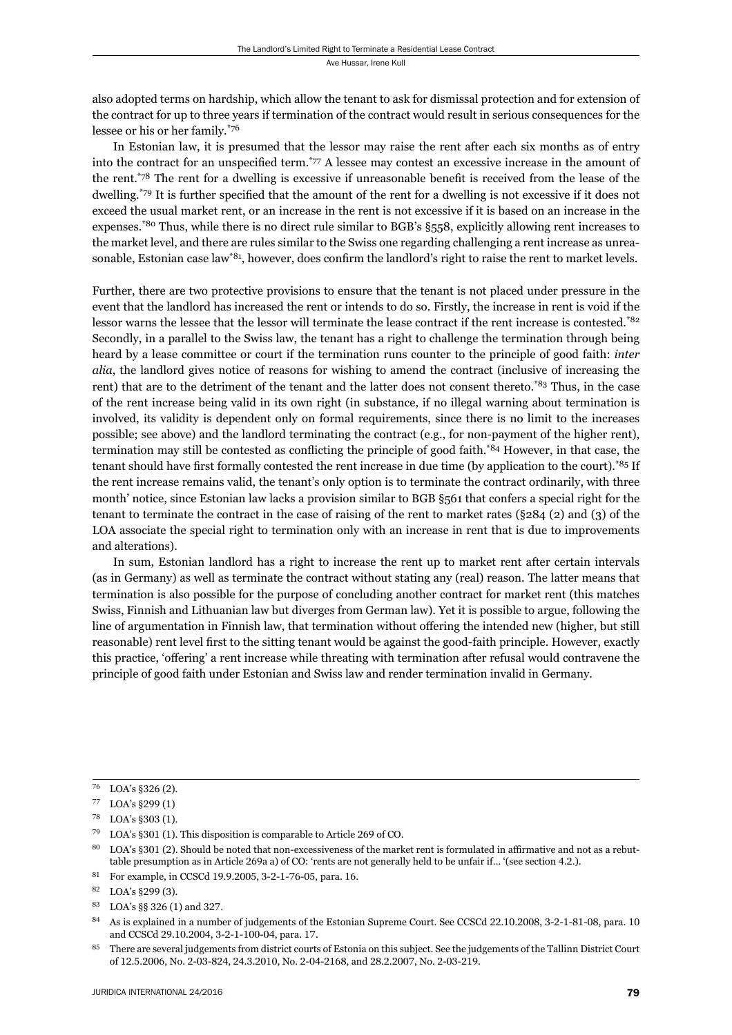also adopted terms on hardship, which allow the tenant to ask for dismissal protection and for extension of the contract for up to three years if termination of the contract would result in serious consequences for the lessee or his or her family.[*76]

In Estonian law, it is presumed that the lessor may raise the rent after each six months as of entry into the contract for an unspecified term.[*77] A lessee may contest an excessive increase in the amount of the rent.[*78] The rent for a dwelling is excessive if unreasonable benefit is received from the lease of the dwelling.[*79] It is further specified that the amount of the rent for a dwelling is not excessive if it does not exceed the usual market rent, or an increase in the rent is not excessive if it is based on an increase in the expenses.[*80] Thus, while there is no direct rule similar to BGB's §558, explicitly allowing rent increases to the market level, and there are rules similar to the Swiss one regarding challenging a rent increase as unreasonable, Estonian case law[*81], however, does confirm the landlord's right to raise the rent to market levels.

Further, there are two protective provisions to ensure that the tenant is not placed under pressure in the event that the landlord has increased the rent or intends to do so. Firstly, the increase in rent is void if the lessor warns the lessee that the lessor will terminate the lease contract if the rent increase is contested.[*82] Secondly, in a parallel to the Swiss law, the tenant has a right to challenge the termination through being heard by a lease committee or court if the termination runs counter to the principle of good faith: *inter alia*, the landlord gives notice of reasons for wishing to amend the contract (inclusive of increasing the rent) that are to the detriment of the tenant and the latter does not consent thereto.[*83] Thus, in the case of the rent increase being valid in its own right (in substance, if no illegal warning about termination is involved, its validity is dependent only on formal requirements, since there is no limit to the increases possible; see above) and the landlord terminating the contract (e.g., for non-payment of the higher rent), termination may still be contested as conflicting the principle of good faith.[*84] However, in that case, the tenant should have first formally contested the rent increase in due time (by application to the court).[*85] If the rent increase remains valid, the tenant's only option is to terminate the contract ordinarily, with three month' notice, since Estonian law lacks a provision similar to BGB §561 that confers a special right for the tenant to terminate the contract in the case of raising of the rent to market rates (§284 (2) and (3) of the LOA associate the special right to termination only with an increase in rent that is due to improvements and alterations).

In sum, Estonian landlord has a right to increase the rent up to market rent after certain intervals (as in Germany) as well as terminate the contract without stating any (real) reason. The latter means that termination is also possible for the purpose of concluding another contract for market rent (this matches Swiss, Finnish and Lithuanian law but diverges from German law). Yet it is possible to argue, following the line of argumentation in Finnish law, that termination without offering the intended new (higher, but still reasonable) rent level first to the sitting tenant would be against the good-faith principle. However, exactly this practice, 'offering' a rent increase while threating with termination after refusal would contravene the principle of good faith under Estonian and Swiss law and render termination invalid in Germany.

---

[76] LOA's §326 (2).

[77] LOA's §299 (1)

[78] LOA's §303 (1).

[79] LOA's §301 (1). This disposition is comparable to Article 269 of CO.

[80] LOA's §301 (2). Should be noted that non-excessiveness of the market rent is formulated in affirmative and not as a rebuttable presumption as in Article 269a a) of CO: 'rents are not generally held to be unfair if… '(see section 4.2.).

[81] For example, in CCSCd 19.9.2005, 3-2-1-76-05, para. 16.

[82] LOA's §299 (3).

[83] LOA's §§ 326 (1) and 327.

[84] As is explained in a number of judgements of the Estonian Supreme Court. See CCSCd 22.10.2008, 3-2-1-81-08, para. 10 and CCSCd 29.10.2004, 3-2-1-100-04, para. 17.

[85] There are several judgements from district courts of Estonia on this subject. See the judgements of the Tallinn District Court of 12.5.2006, No. 2-03-824, 24.3.2010, No. 2-04-2168, and 28.2.2007, No. 2-03-219.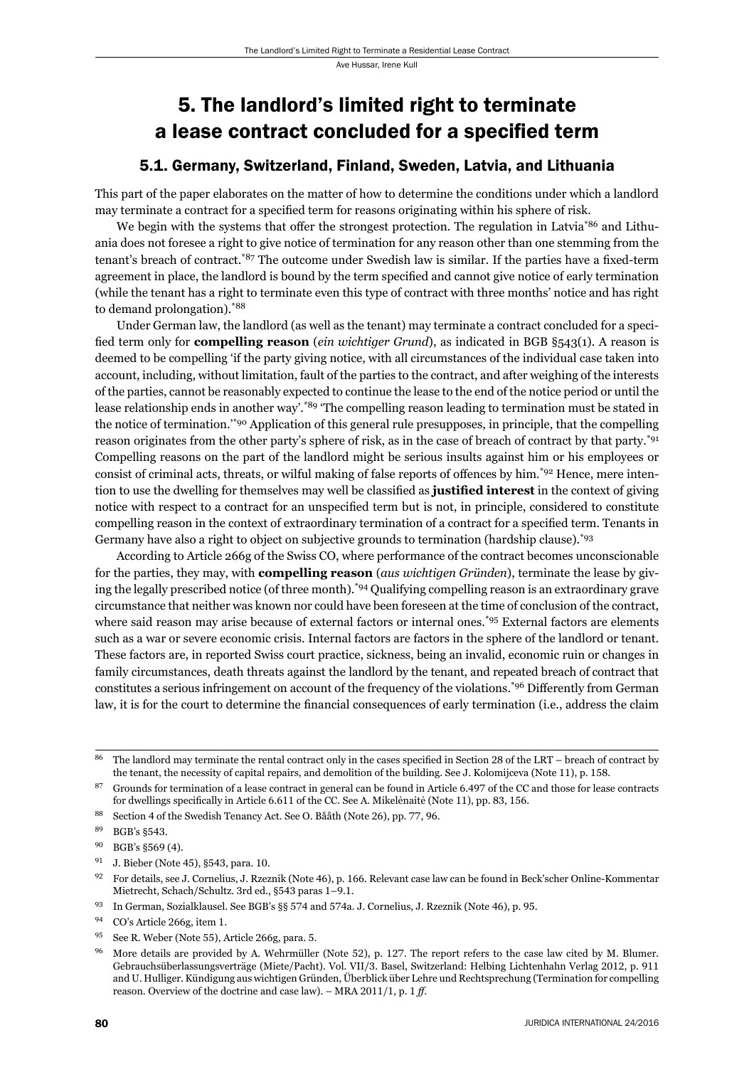# 5. The landlord's limited right to terminate a lease contract concluded for a specified term

## 5.1. Germany, Switzerland, Finland, Sweden, Latvia, and Lithuania

This part of the paper elaborates on the matter of how to determine the conditions under which a landlord may terminate a contract for a specified term for reasons originating within his sphere of risk.

We begin with the systems that offer the strongest protection. The regulation in Latvia[*86] and Lithuania does not foresee a right to give notice of termination for any reason other than one stemming from the tenant's breach of contract.[*87] The outcome under Swedish law is similar. If the parties have a fixed-term agreement in place, the landlord is bound by the term specified and cannot give notice of early termination (while the tenant has a right to terminate even this type of contract with three months' notice and has right to demand prolongation).[*88]

Under German law, the landlord (as well as the tenant) may terminate a contract concluded for a specified term only for **compelling reason** (*ein wichtiger Grund*), as indicated in BGB §543(1). A reason is deemed to be compelling 'if the party giving notice, with all circumstances of the individual case taken into account, including, without limitation, fault of the parties to the contract, and after weighing of the interests of the parties, cannot be reasonably expected to continue the lease to the end of the notice period or until the lease relationship ends in another way'.[*89] 'The compelling reason leading to termination must be stated in the notice of termination.'[*90] Application of this general rule presupposes, in principle, that the compelling reason originates from the other party's sphere of risk, as in the case of breach of contract by that party.[*91] Compelling reasons on the part of the landlord might be serious insults against him or his employees or consist of criminal acts, threats, or wilful making of false reports of offences by him.[*92] Hence, mere intention to use the dwelling for themselves may well be classified as **justified interest** in the context of giving notice with respect to a contract for an unspecified term but is not, in principle, considered to constitute compelling reason in the context of extraordinary termination of a contract for a specified term. Tenants in Germany have also a right to object on subjective grounds to termination (hardship clause).[*93]

According to Article 266g of the Swiss CO, where performance of the contract becomes unconscionable for the parties, they may, with **compelling reason** (*aus wichtigen Gründen*), terminate the lease by giving the legally prescribed notice (of three month).[*94] Qualifying compelling reason is an extraordinary grave circumstance that neither was known nor could have been foreseen at the time of conclusion of the contract, where said reason may arise because of external factors or internal ones.[*95] External factors are elements such as a war or severe economic crisis. Internal factors are factors in the sphere of the landlord or tenant. These factors are, in reported Swiss court practice, sickness, being an invalid, economic ruin or changes in family circumstances, death threats against the landlord by the tenant, and repeated breach of contract that constitutes a serious infringement on account of the frequency of the violations.[*96] Differently from German law, it is for the court to determine the financial consequences of early termination (i.e., address the claim

---

[86] The landlord may terminate the rental contract only in the cases specified in Section 28 of the LRT – breach of contract by the tenant, the necessity of capital repairs, and demolition of the building. See J. Kolomijceva (Note 11), p. 158.

[87] Grounds for termination of a lease contract in general can be found in Article 6.497 of the CC and those for lease contracts for dwellings specifically in Article 6.611 of the CC. See A. Mikelėnaitė (Note 11), pp. 83, 156.

[88] Section 4 of the Swedish Tenancy Act. See O. Bååth (Note 26), pp. 77, 96.

[89] BGB's §543.

[90] BGB's §569 (4).

[91] J. Bieber (Note 45), §543, para. 10.

[92] For details, see J. Cornelius, J. Rzeznik (Note 46), p. 166. Relevant case law can be found in Beck'scher Online-Kommentar Mietrecht, Schach/Schultz. 3rd ed., §543 paras 1–9.1.

[93] In German, Sozialklausel. See BGB's §§ 574 and 574a. J. Cornelius, J. Rzeznik (Note 46), p. 95.

[94] CO's Article 266g, item 1.

[95] See R. Weber (Note 55), Article 266g, para. 5.

[96] More details are provided by A. Wehrmüller (Note 52), p. 127. The report refers to the case law cited by M. Blumer. Gebrauchsüberlassungsverträge (Miete/Pacht). Vol. VII/3. Basel, Switzerland: Helbing Lichtenhahn Verlag 2012, p. 911 and U. Hulliger. Kündigung aus wichtigen Gründen, Überblick über Lehre und Rechtsprechung (Termination for compelling reason. Overview of the doctrine and case law). – MRA 2011/1, p. 1 *ff*.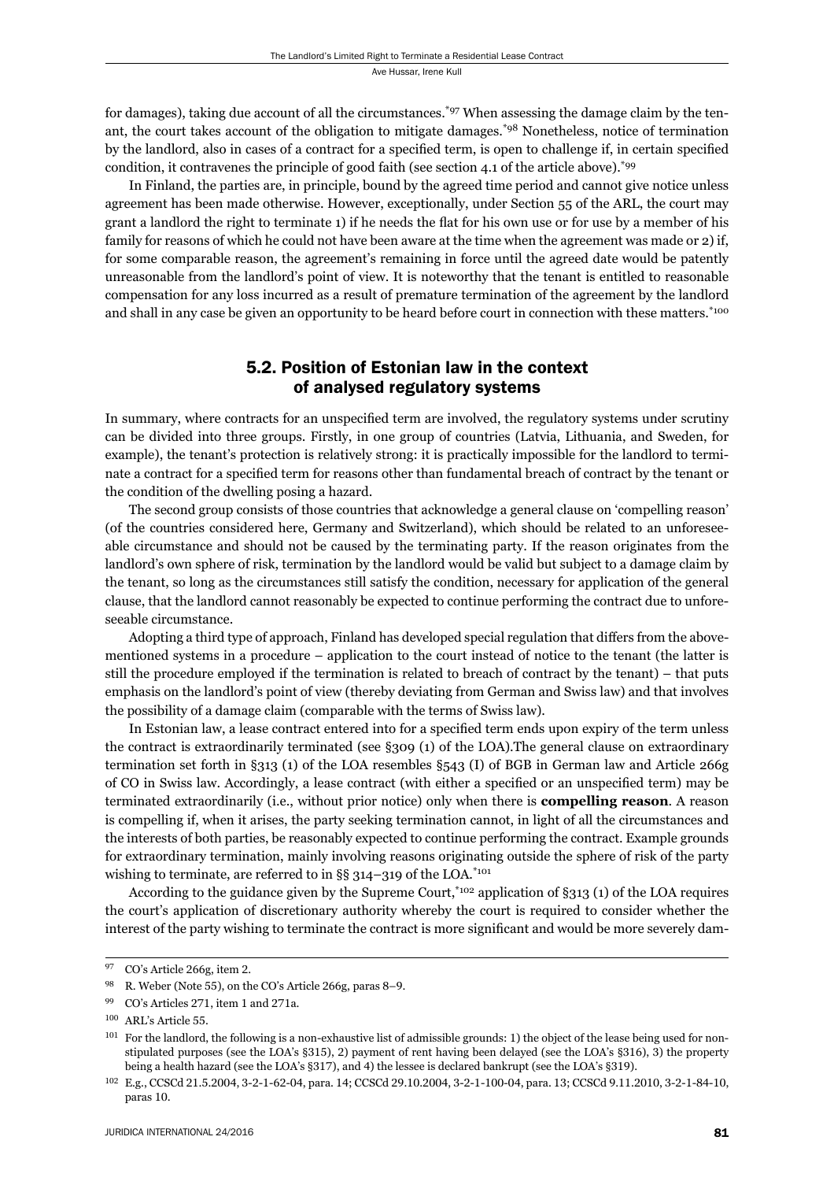for damages), taking due account of all the circumstances.[97] When assessing the damage claim by the tenant, the court takes account of the obligation to mitigate damages.[98] Nonetheless, notice of termination by the landlord, also in cases of a contract for a specified term, is open to challenge if, in certain specified condition, it contravenes the principle of good faith (see section 4.1 of the article above).[99]

In Finland, the parties are, in principle, bound by the agreed time period and cannot give notice unless agreement has been made otherwise. However, exceptionally, under Section 55 of the ARL, the court may grant a landlord the right to terminate 1) if he needs the flat for his own use or for use by a member of his family for reasons of which he could not have been aware at the time when the agreement was made or 2) if, for some comparable reason, the agreement's remaining in force until the agreed date would be patently unreasonable from the landlord's point of view. It is noteworthy that the tenant is entitled to reasonable compensation for any loss incurred as a result of premature termination of the agreement by the landlord and shall in any case be given an opportunity to be heard before court in connection with these matters.[100]

## 5.2. Position of Estonian law in the context of analysed regulatory systems

In summary, where contracts for an unspecified term are involved, the regulatory systems under scrutiny can be divided into three groups. Firstly, in one group of countries (Latvia, Lithuania, and Sweden, for example), the tenant's protection is relatively strong: it is practically impossible for the landlord to terminate a contract for a specified term for reasons other than fundamental breach of contract by the tenant or the condition of the dwelling posing a hazard.

The second group consists of those countries that acknowledge a general clause on 'compelling reason' (of the countries considered here, Germany and Switzerland), which should be related to an unforeseeable circumstance and should not be caused by the terminating party. If the reason originates from the landlord's own sphere of risk, termination by the landlord would be valid but subject to a damage claim by the tenant, so long as the circumstances still satisfy the condition, necessary for application of the general clause, that the landlord cannot reasonably be expected to continue performing the contract due to unforeseeable circumstance.

Adopting a third type of approach, Finland has developed special regulation that differs from the above-mentioned systems in a procedure – application to the court instead of notice to the tenant (the latter is still the procedure employed if the termination is related to breach of contract by the tenant) – that puts emphasis on the landlord's point of view (thereby deviating from German and Swiss law) and that involves the possibility of a damage claim (comparable with the terms of Swiss law).

In Estonian law, a lease contract entered into for a specified term ends upon expiry of the term unless the contract is extraordinarily terminated (see §309 (1) of the LOA).The general clause on extraordinary termination set forth in §313 (1) of the LOA resembles §543 (I) of BGB in German law and Article 266g of CO in Swiss law. Accordingly, a lease contract (with either a specified or an unspecified term) may be terminated extraordinarily (i.e., without prior notice) only when there is **compelling reason**. A reason is compelling if, when it arises, the party seeking termination cannot, in light of all the circumstances and the interests of both parties, be reasonably expected to continue performing the contract. Example grounds for extraordinary termination, mainly involving reasons originating outside the sphere of risk of the party wishing to terminate, are referred to in §§ 314–319 of the LOA.[101]

According to the guidance given by the Supreme Court,[102] application of §313 (1) of the LOA requires the court's application of discretionary authority whereby the court is required to consider whether the interest of the party wishing to terminate the contract is more significant and would be more severely dam-

---

97 CO's Article 266g, item 2.

98 R. Weber (Note 55), on the CO's Article 266g, paras 8–9.

99 CO's Articles 271, item 1 and 271a.

100 ARL's Article 55.

101 For the landlord, the following is a non-exhaustive list of admissible grounds: 1) the object of the lease being used for non-stipulated purposes (see the LOA's §315), 2) payment of rent having been delayed (see the LOA's §316), 3) the property being a health hazard (see the LOA's §317), and 4) the lessee is declared bankrupt (see the LOA's §319).

102 E.g., CCSCd 21.5.2004, 3-2-1-62-04, para. 14; CCSCd 29.10.2004, 3-2-1-100-04, para. 13; CCSCd 9.11.2010, 3-2-1-84-10, paras 10.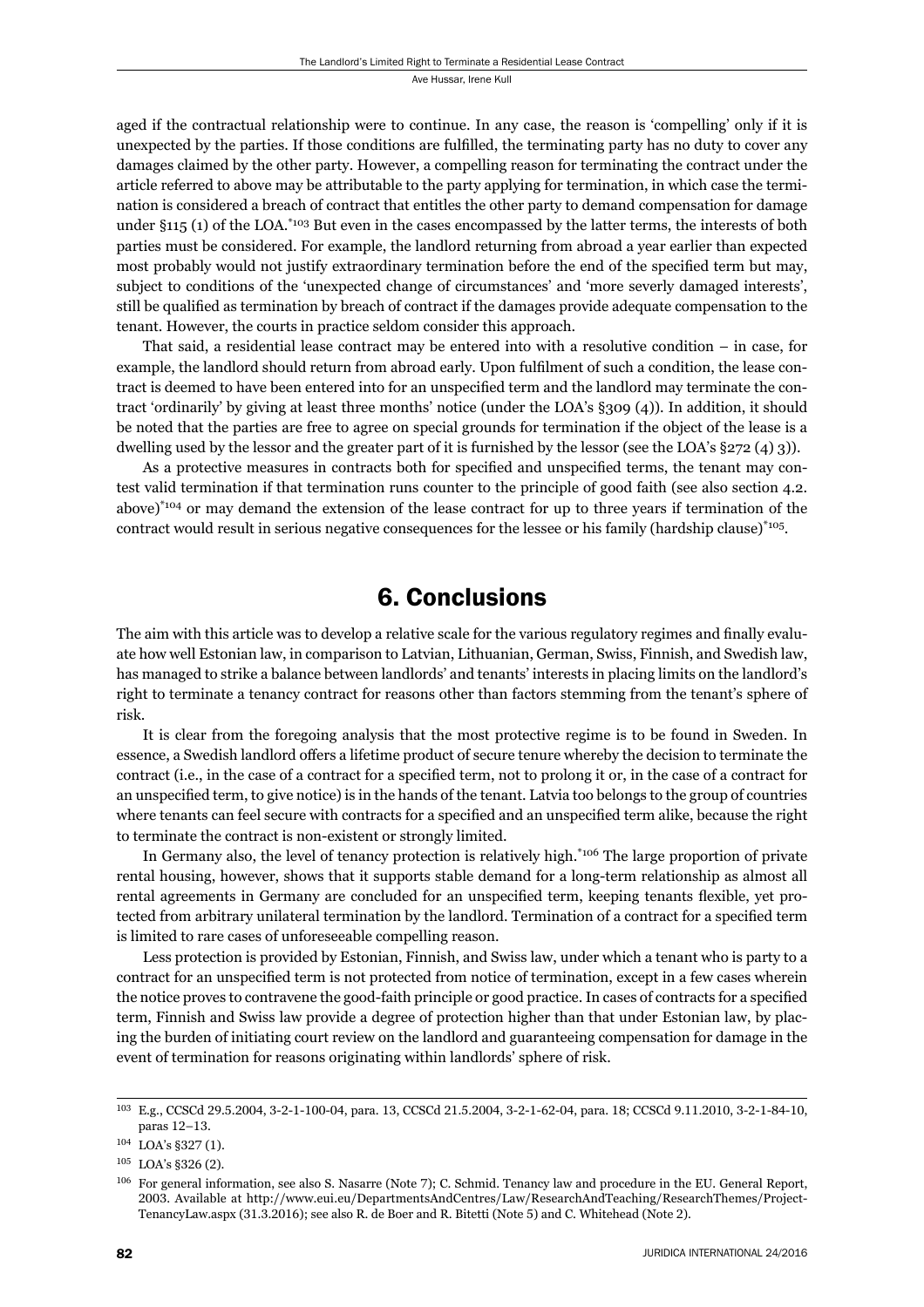aged if the contractual relationship were to continue. In any case, the reason is 'compelling' only if it is unexpected by the parties. If those conditions are fulfilled, the terminating party has no duty to cover any damages claimed by the other party. However, a compelling reason for terminating the contract under the article referred to above may be attributable to the party applying for termination, in which case the termination is considered a breach of contract that entitles the other party to demand compensation for damage under §115 (1) of the LOA.[*103] But even in the cases encompassed by the latter terms, the interests of both parties must be considered. For example, the landlord returning from abroad a year earlier than expected most probably would not justify extraordinary termination before the end of the specified term but may, subject to conditions of the 'unexpected change of circumstances' and 'more severly damaged interests', still be qualified as termination by breach of contract if the damages provide adequate compensation to the tenant. However, the courts in practice seldom consider this approach.

That said, a residential lease contract may be entered into with a resolutive condition – in case, for example, the landlord should return from abroad early. Upon fulfilment of such a condition, the lease contract is deemed to have been entered into for an unspecified term and the landlord may terminate the contract 'ordinarily' by giving at least three months' notice (under the LOA's §309 (4)). In addition, it should be noted that the parties are free to agree on special grounds for termination if the object of the lease is a dwelling used by the lessor and the greater part of it is furnished by the lessor (see the LOA's §272 (4) 3)).

As a protective measures in contracts both for specified and unspecified terms, the tenant may contest valid termination if that termination runs counter to the principle of good faith (see also section 4.2. above)[*104] or may demand the extension of the lease contract for up to three years if termination of the contract would result in serious negative consequences for the lessee or his family (hardship clause)[*105].

# 6. Conclusions

The aim with this article was to develop a relative scale for the various regulatory regimes and finally evaluate how well Estonian law, in comparison to Latvian, Lithuanian, German, Swiss, Finnish, and Swedish law, has managed to strike a balance between landlords' and tenants' interests in placing limits on the landlord's right to terminate a tenancy contract for reasons other than factors stemming from the tenant's sphere of risk.

It is clear from the foregoing analysis that the most protective regime is to be found in Sweden. In essence, a Swedish landlord offers a lifetime product of secure tenure whereby the decision to terminate the contract (i.e., in the case of a contract for a specified term, not to prolong it or, in the case of a contract for an unspecified term, to give notice) is in the hands of the tenant. Latvia too belongs to the group of countries where tenants can feel secure with contracts for a specified and an unspecified term alike, because the right to terminate the contract is non-existent or strongly limited.

In Germany also, the level of tenancy protection is relatively high.[*106] The large proportion of private rental housing, however, shows that it supports stable demand for a long-term relationship as almost all rental agreements in Germany are concluded for an unspecified term, keeping tenants flexible, yet protected from arbitrary unilateral termination by the landlord. Termination of a contract for a specified term is limited to rare cases of unforeseeable compelling reason.

Less protection is provided by Estonian, Finnish, and Swiss law, under which a tenant who is party to a contract for an unspecified term is not protected from notice of termination, except in a few cases wherein the notice proves to contravene the good-faith principle or good practice. In cases of contracts for a specified term, Finnish and Swiss law provide a degree of protection higher than that under Estonian law, by placing the burden of initiating court review on the landlord and guaranteeing compensation for damage in the event of termination for reasons originating within landlords' sphere of risk.

---

103 E.g., CCSCd 29.5.2004, 3-2-1-100-04, para. 13, CCSCd 21.5.2004, 3-2-1-62-04, para. 18; CCSCd 9.11.2010, 3-2-1-84-10, paras 12–13.

104 LOA's §327 (1).

105 LOA's §326 (2).

106 For general information, see also S. Nasarre (Note 7); C. Schmid. Tenancy law and procedure in the EU. General Report, 2003. Available at http://www.eui.eu/DepartmentsAndCentres/Law/ResearchAndTeaching/ResearchThemes/ProjectTenancyLaw.aspx (31.3.2016); see also R. de Boer and R. Bitetti (Note 5) and C. Whitehead (Note 2).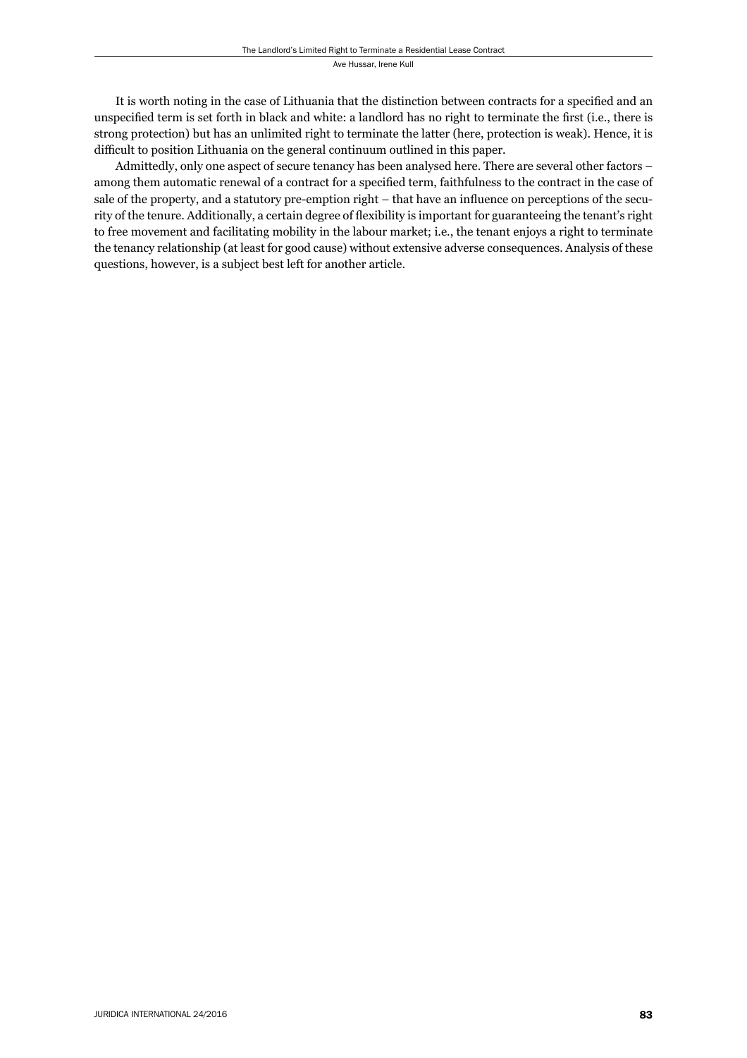It is worth noting in the case of Lithuania that the distinction between contracts for a specified and an unspecified term is set forth in black and white: a landlord has no right to terminate the first (i.e., there is strong protection) but has an unlimited right to terminate the latter (here, protection is weak). Hence, it is difficult to position Lithuania on the general continuum outlined in this paper.

Admittedly, only one aspect of secure tenancy has been analysed here. There are several other factors – among them automatic renewal of a contract for a specified term, faithfulness to the contract in the case of sale of the property, and a statutory pre-emption right – that have an influence on perceptions of the security of the tenure. Additionally, a certain degree of flexibility is important for guaranteeing the tenant's right to free movement and facilitating mobility in the labour market; i.e., the tenant enjoys a right to terminate the tenancy relationship (at least for good cause) without extensive adverse consequences. Analysis of these questions, however, is a subject best left for another article.